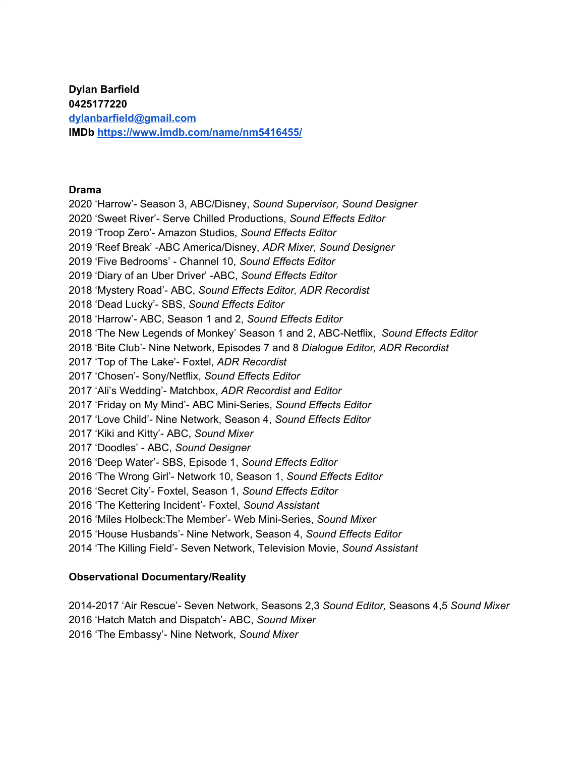**Dylan Barfield**
**0425177220**
**[dylanbarfield@gmail.com](mailto:dylanbarfield@gmail.com)**
**IMDb [https://www.imdb.com/name/nm5416455/](https://www.imdb.com/name/nm5416455/)**

**Drama**

2020 'Harrow'- Season 3, ABC/Disney, *Sound Supervisor, Sound Designer*
2020 'Sweet River'- Serve Chilled Productions, *Sound Effects Editor*
2019 'Troop Zero'- Amazon Studios, *Sound Effects Editor*
2019 'Reef Break' -ABC America/Disney, *ADR Mixer, Sound Designer*
2019 'Five Bedrooms' - Channel 10, *Sound Effects Editor*
2019 'Diary of an Uber Driver' -ABC, *Sound Effects Editor*
2018 'Mystery Road'- ABC, *Sound Effects Editor, ADR Recordist*
2018 'Dead Lucky'- SBS, *Sound Effects Editor*
2018 'Harrow'- ABC, Season 1 and 2, *Sound Effects Editor*
2018 'The New Legends of Monkey' Season 1 and 2, ABC-Netflix, *Sound Effects Editor*
2018 'Bite Club'- Nine Network, Episodes 7 and 8 *Dialogue Editor, ADR Recordist*
2017 'Top of The Lake'- Foxtel, *ADR Recordist*
2017 'Chosen'- Sony/Netflix, *Sound Effects Editor*
2017 'Ali's Wedding'- Matchbox, *ADR Recordist and Editor*
2017 'Friday on My Mind'- ABC Mini-Series, *Sound Effects Editor*
2017 'Love Child'- Nine Network, Season 4, *Sound Effects Editor*
2017 'Kiki and Kitty'- ABC, *Sound Mixer*
2017 'Doodles' - ABC, *Sound Designer*
2016 'Deep Water'- SBS, Episode 1, *Sound Effects Editor*
2016 'The Wrong Girl'- Network 10, Season 1, *Sound Effects Editor*
2016 'Secret City'- Foxtel, Season 1, *Sound Effects Editor*
2016 'The Kettering Incident'- Foxtel, *Sound Assistant*
2016 'Miles Holbeck:The Member'- Web Mini-Series, *Sound Mixer*
2015 'House Husbands'- Nine Network, Season 4, *Sound Effects Editor*
2014 'The Killing Field'- Seven Network, Television Movie, *Sound Assistant*

**Observational Documentary/Reality**

2014-2017 'Air Rescue'- Seven Network, Seasons 2,3 *Sound Editor,* Seasons 4,5 *Sound Mixer*
2016 'Hatch Match and Dispatch'- ABC, *Sound Mixer*
2016 'The Embassy'- Nine Network, *Sound Mixer*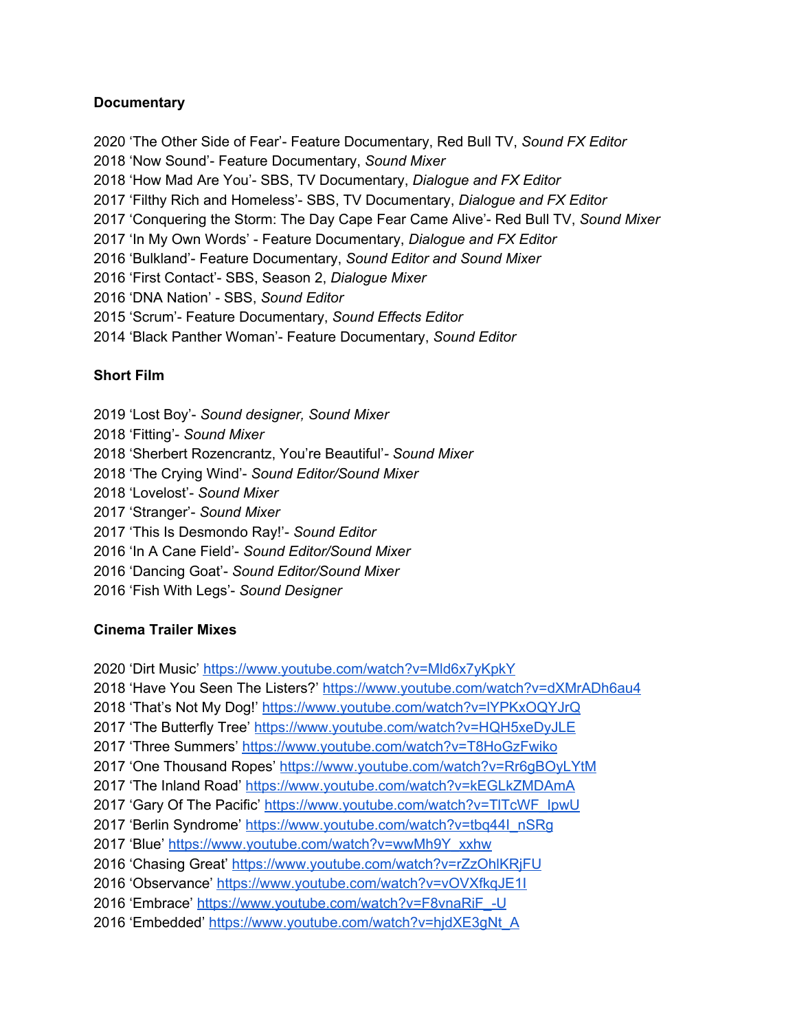**Documentary**

2020 ‘The Other Side of Fear’- Feature Documentary, Red Bull TV, *Sound FX Editor*
2018 ‘Now Sound’- Feature Documentary, *Sound Mixer*
2018 ‘How Mad Are You’- SBS, TV Documentary, *Dialogue and FX Editor*
2017 ‘Filthy Rich and Homeless’- SBS, TV Documentary, *Dialogue and FX Editor*
2017 ‘Conquering the Storm: The Day Cape Fear Came Alive’- Red Bull TV, *Sound Mixer*
2017 ‘In My Own Words’ - Feature Documentary, *Dialogue and FX Editor*
2016 ‘Bulkland’- Feature Documentary, *Sound Editor and Sound Mixer*
2016 ‘First Contact’- SBS, Season 2, *Dialogue Mixer*
2016 ‘DNA Nation’ - SBS, *Sound Editor*
2015 ‘Scrum’- Feature Documentary, *Sound Effects Editor*
2014 ‘Black Panther Woman’- Feature Documentary, *Sound Editor*

**Short Film**

2019 ‘Lost Boy’- *Sound designer, Sound Mixer*
2018 ‘Fitting’- *Sound Mixer*
2018 ‘Sherbert Rozencrantz, You’re Beautiful’- *Sound Mixer*
2018 ‘The Crying Wind’- *Sound Editor/Sound Mixer*
2018 ‘Lovelost’- *Sound Mixer*
2017 ‘Stranger’- *Sound Mixer*
2017 ‘This Is Desmondo Ray!’- *Sound Editor*
2016 ‘In A Cane Field’- *Sound Editor/Sound Mixer*
2016 ‘Dancing Goat’- *Sound Editor/Sound Mixer*
2016 ‘Fish With Legs’- *Sound Designer*

**Cinema Trailer Mixes**

2020 ‘Dirt Music’ https://www.youtube.com/watch?v=Mld6x7yKpkY
2018 ‘Have You Seen The Listers?’ https://www.youtube.com/watch?v=dXMrADh6au4
2018 ‘That’s Not My Dog!’ https://www.youtube.com/watch?v=lYPKxOQYJrQ
2017 ‘The Butterfly Tree’ https://www.youtube.com/watch?v=HQH5xeDyJLE
2017 ‘Three Summers’ https://www.youtube.com/watch?v=T8HoGzFwiko
2017 ‘One Thousand Ropes’ https://www.youtube.com/watch?v=Rr6gBOyLYtM
2017 ‘The Inland Road’ https://www.youtube.com/watch?v=kEGLkZMDAmA
2017 ‘Gary Of The Pacific’ https://www.youtube.com/watch?v=TlTcWF_IpwU
2017 ‘Berlin Syndrome’ https://www.youtube.com/watch?v=tbq44I_nSRg
2017 ‘Blue’ https://www.youtube.com/watch?v=wwMh9Y_xxhw
2016 ‘Chasing Great’ https://www.youtube.com/watch?v=rZzOhlKRjFU
2016 ‘Observance’ https://www.youtube.com/watch?v=vOVXfkqJE1I
2016 ‘Embrace’ https://www.youtube.com/watch?v=F8vnaRiF_-U
2016 ‘Embedded’ https://www.youtube.com/watch?v=hjdXE3gNt_A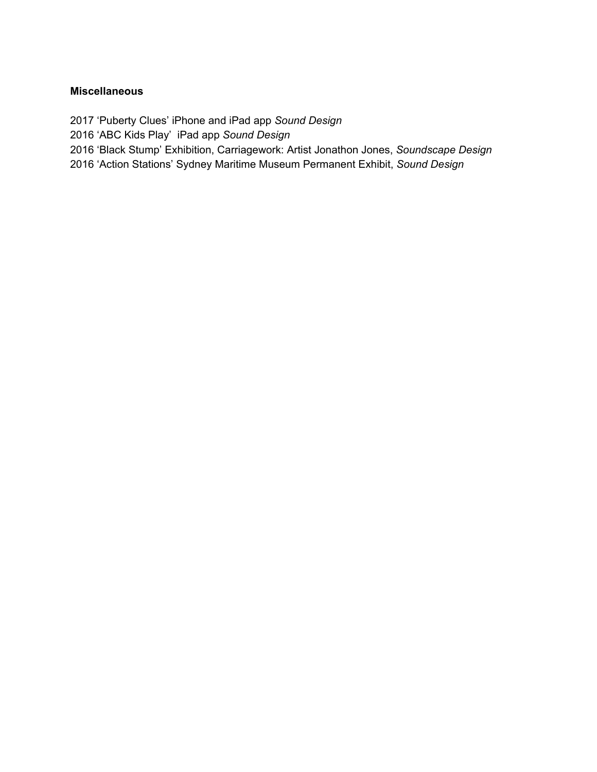**Miscellaneous**

2017 ‘Puberty Clues’ iPhone and iPad app *Sound Design*
2016 ‘ABC Kids Play’ iPad app *Sound Design*
2016 ‘Black Stump’ Exhibition, Carriagework: Artist Jonathon Jones, *Soundscape Design*
2016 ‘Action Stations’ Sydney Maritime Museum Permanent Exhibit, *Sound Design*